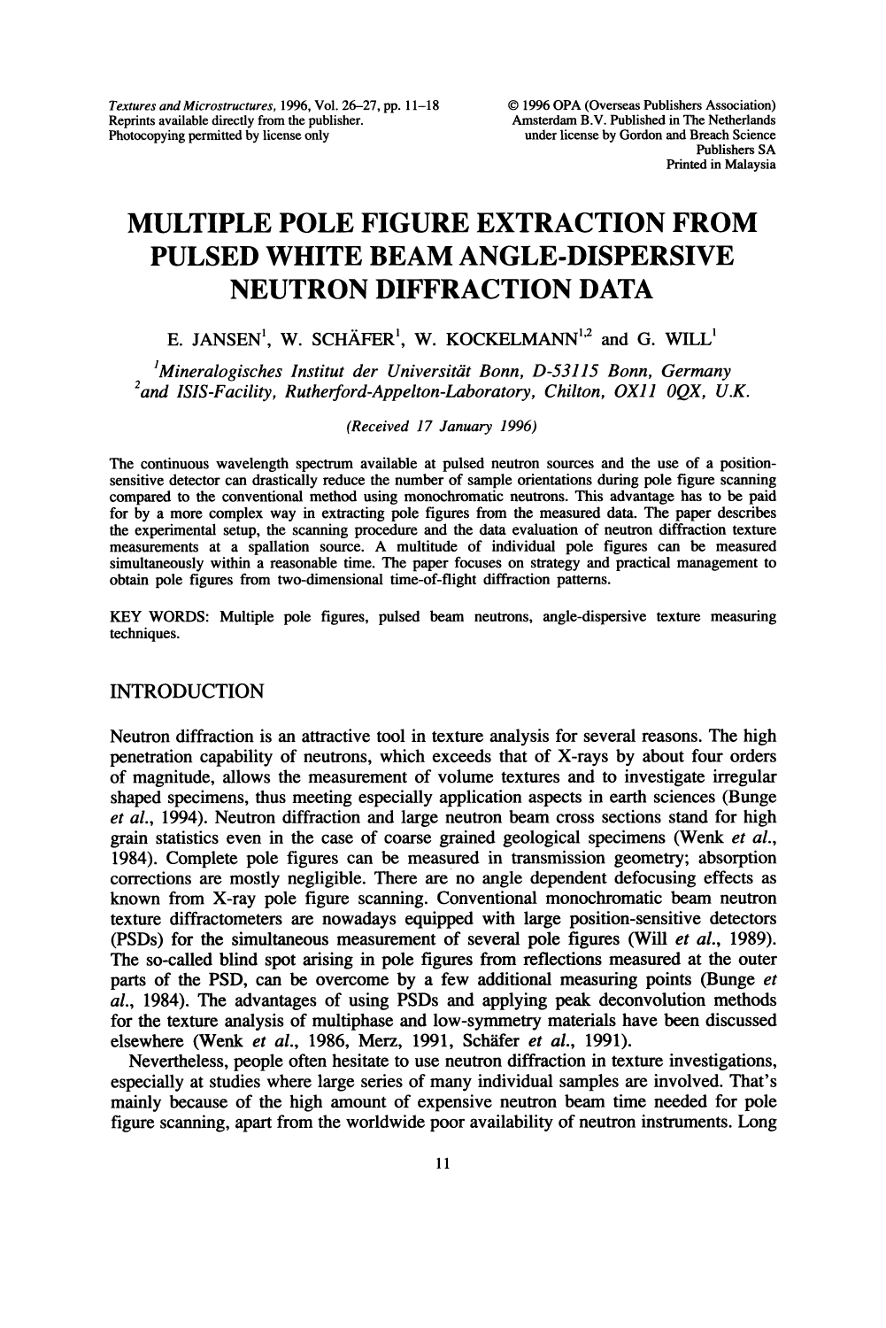# MULTIPLE POLE FIGURE EXTRACTION FROM PULSED WHITE BEAM ANGLE-DISPERSIVE NEUTRON DIFFRACTION DATA

E. JANSEN[1], W. SCHÄFER[1], W. KOCKELMANN[1,2] and G. WILL[1]

[1]*Mineralogisches Institut der Universität Bonn, D-53115 Bonn, Germany*
[2]*and ISIS-Facility, Rutherford-Appelton-Laboratory, Chilton, OX11 0QX, U.K.*

*(Received 17 January 1996)*

The continuous wavelength spectrum available at pulsed neutron sources and the use of a position-sensitive detector can drastically reduce the number of sample orientations during pole figure scanning compared to the conventional method using monochromatic neutrons. This advantage has to be paid for by a more complex way in extracting pole figures from the measured data. The paper describes the experimental setup, the scanning procedure and the data evaluation of neutron diffraction texture measurements at a spallation source. A multitude of individual pole figures can be measured simultaneously within a reasonable time. The paper focuses on strategy and practical management to obtain pole figures from two-dimensional time-of-flight diffraction patterns.

KEY WORDS: Multiple pole figures, pulsed beam neutrons, angle-dispersive texture measuring techniques.

## INTRODUCTION

Neutron diffraction is an attractive tool in texture analysis for several reasons. The high penetration capability of neutrons, which exceeds that of X-rays by about four orders of magnitude, allows the measurement of volume textures and to investigate irregular shaped specimens, thus meeting especially application aspects in earth sciences (Bunge *et al.*, 1994). Neutron diffraction and large neutron beam cross sections stand for high grain statistics even in the case of coarse grained geological specimens (Wenk *et al.*, 1984). Complete pole figures can be measured in transmission geometry; absorption corrections are mostly negligible. There are no angle dependent defocusing effects as known from X-ray pole figure scanning. Conventional monochromatic beam neutron texture diffractometers are nowadays equipped with large position-sensitive detectors (PSDs) for the simultaneous measurement of several pole figures (Will *et al.*, 1989). The so-called blind spot arising in pole figures from reflections measured at the outer parts of the PSD, can be overcome by a few additional measuring points (Bunge *et al.*, 1984). The advantages of using PSDs and applying peak deconvolution methods for the texture analysis of multiphase and low-symmetry materials have been discussed elsewhere (Wenk *et al.*, 1986, Merz, 1991, Schäfer *et al.*, 1991).

Nevertheless, people often hesitate to use neutron diffraction in texture investigations, especially at studies where large series of many individual samples are involved. That's mainly because of the high amount of expensive neutron beam time needed for pole figure scanning, apart from the worldwide poor availability of neutron instruments. Long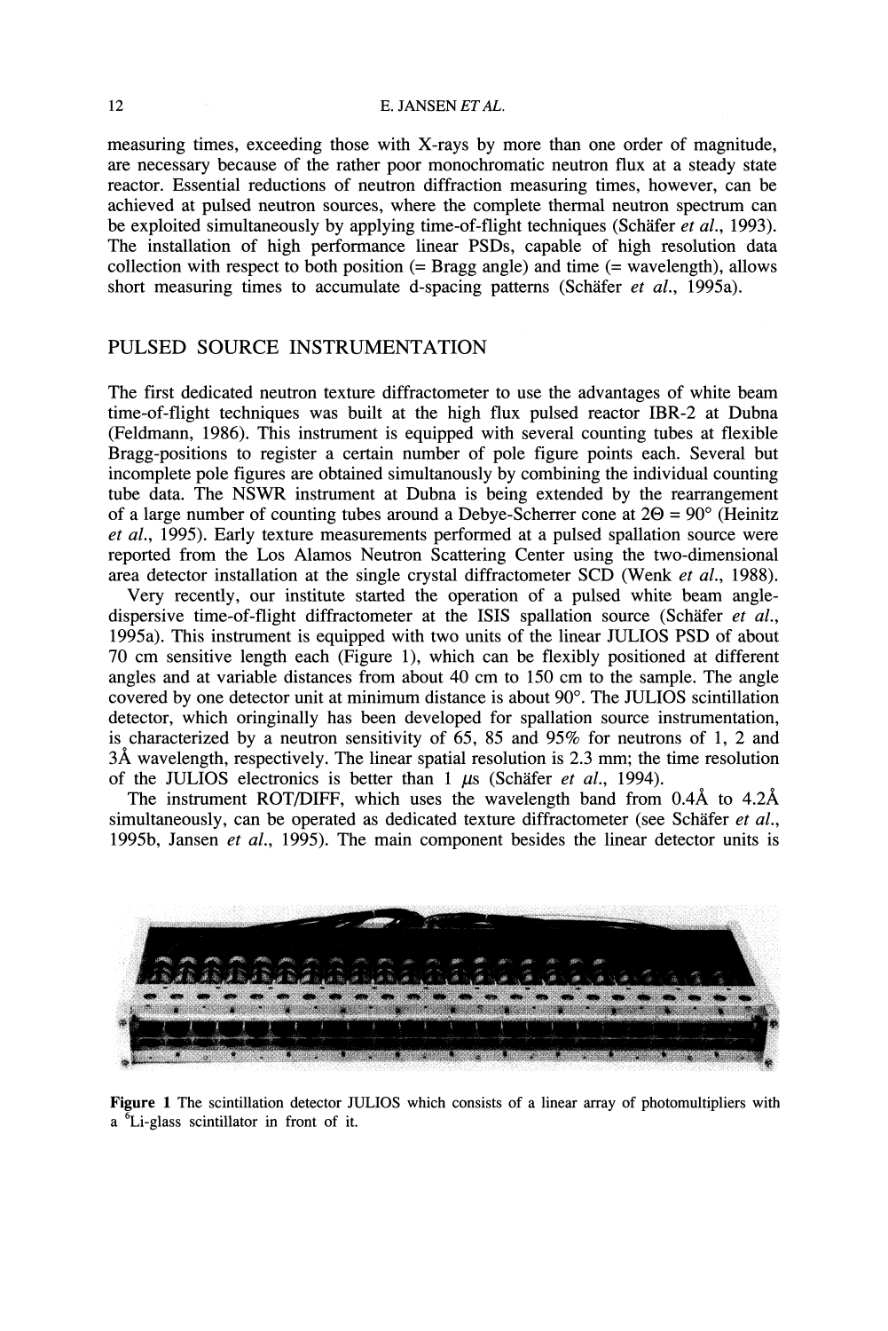measuring times, exceeding those with X-rays by more than one order of magnitude, are necessary because of the rather poor monochromatic neutron flux at a steady state reactor. Essential reductions of neutron diffraction measuring times, however, can be achieved at pulsed neutron sources, where the complete thermal neutron spectrum can be exploited simultaneously by applying time-of-flight techniques (Schäfer *et al.*, 1993). The installation of high performance linear PSDs, capable of high resolution data collection with respect to both position (= Bragg angle) and time (= wavelength), allows short measuring times to accumulate d-spacing patterns (Schäfer *et al.*, 1995a).

## PULSED SOURCE INSTRUMENTATION

The first dedicated neutron texture diffractometer to use the advantages of white beam time-of-flight techniques was built at the high flux pulsed reactor IBR-2 at Dubna (Feldmann, 1986). This instrument is equipped with several counting tubes at flexible Bragg-positions to register a certain number of pole figure points each. Several but incomplete pole figures are obtained simultanously by combining the individual counting tube data. The NSWR instrument at Dubna is being extended by the rearrangement of a large number of counting tubes around a Debye-Scherrer cone at $2\Theta = 90°$ (Heinitz *et al.*, 1995). Early texture measurements performed at a pulsed spallation source were reported from the Los Alamos Neutron Scattering Center using the two-dimensional area detector installation at the single crystal diffractometer SCD (Wenk *et al.*, 1988).

Very recently, our institute started the operation of a pulsed white beam angle-dispersive time-of-flight diffractometer at the ISIS spallation source (Schäfer *et al.*, 1995a). This instrument is equipped with two units of the linear JULIOS PSD of about 70 cm sensitive length each (Figure 1), which can be flexibly positioned at different angles and at variable distances from about 40 cm to 150 cm to the sample. The angle covered by one detector unit at minimum distance is about 90°. The JULIOS scintillation detector, which oringinally has been developed for spallation source instrumentation, is characterized by a neutron sensitivity of 65, 85 and 95% for neutrons of 1, 2 and 3Å wavelength, respectively. The linear spatial resolution is 2.3 mm; the time resolution of the JULIOS electronics is better than 1 $\mu$s (Schäfer *et al.*, 1994).

The instrument ROT/DIFF, which uses the wavelength band from 0.4Å to 4.2Å simultaneously, can be operated as dedicated texture diffractometer (see Schäfer *et al.*, 1995b, Jansen *et al.*, 1995). The main component besides the linear detector units is

**Figure 1** The scintillation detector JULIOS which consists of a linear array of photomultipliers with a $^{6}$Li-glass scintillator in front of it.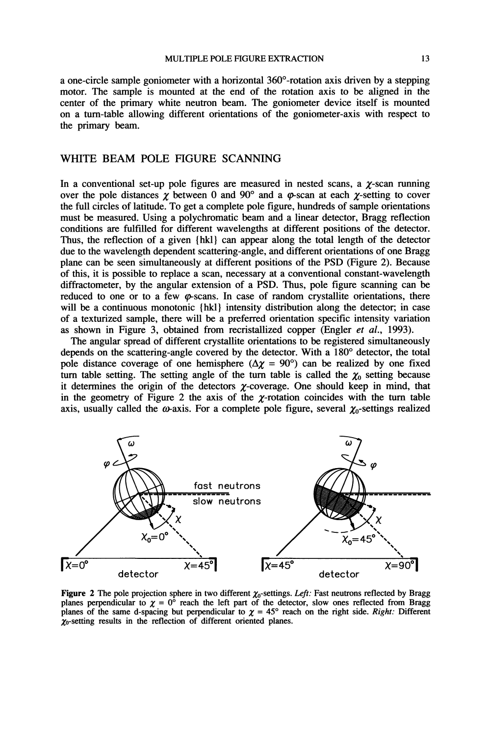a one-circle sample goniometer with a horizontal 360°-rotation axis driven by a stepping motor. The sample is mounted at the end of the rotation axis to be aligned in the center of the primary white neutron beam. The goniometer device itself is mounted on a turn-table allowing different orientations of the goniometer-axis with respect to the primary beam.

## WHITE BEAM POLE FIGURE SCANNING

In a conventional set-up pole figures are measured in nested scans, a $\chi$-scan running over the pole distances $\chi$ between 0 and 90° and a $\varphi$-scan at each $\chi$-setting to cover the full circles of latitude. To get a complete pole figure, hundreds of sample orientations must be measured. Using a polychromatic beam and a linear detector, Bragg reflection conditions are fulfilled for different wavelengths at different positions of the detector. Thus, the reflection of a given {hkl} can appear along the total length of the detector due to the wavelength dependent scattering-angle, and different orientations of one Bragg plane can be seen simultaneously at different positions of the PSD (Figure 2). Because of this, it is possible to replace a scan, necessary at a conventional constant-wavelength diffractometer, by the angular extension of a PSD. Thus, pole figure scanning can be reduced to one or to a few $\varphi$-scans. In case of random crystallite orientations, there will be a continuous monotonic {hkl} intensity distribution along the detector; in case of a texturized sample, there will be a preferred orientation specific intensity variation as shown in Figure 3, obtained from recristallized copper (Engler *et al.*, 1993).

The angular spread of different crystallite orientations to be registered simultaneously depends on the scattering-angle covered by the detector. With a 180° detector, the total pole distance coverage of one hemisphere ($\Delta\chi = 90°$) can be realized by one fixed turn table setting. The setting angle of the turn table is called the $\chi_0$ setting because it determines the origin of the detectors $\chi$-coverage. One should keep in mind, that in the geometry of Figure 2 the axis of the $\chi$-rotation coincides with the turn table axis, usually called the $\omega$-axis. For a complete pole figure, several $\chi_0$-settings realized

**Figure 2** The pole projection sphere in two different $\chi_0$-settings. *Left:* Fast neutrons reflected by Bragg planes perpendicular to $\chi = 0°$ reach the left part of the detector, slow ones reflected from Bragg planes of the same d-spacing but perpendicular to $\chi = 45°$ reach on the right side. *Right:* Different $\chi_0$-setting results in the reflection of different oriented planes.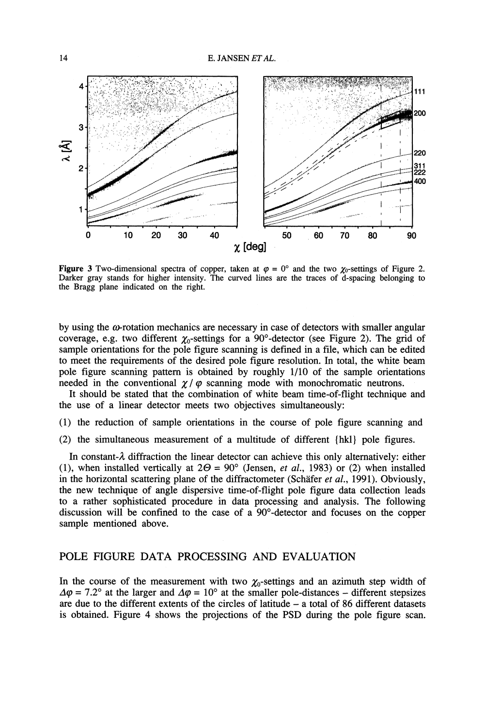**Figure 3** Two-dimensional spectra of copper, taken at $\varphi = 0°$ and the two $\chi_0$-settings of Figure 2. Darker gray stands for higher intensity. The curved lines are the traces of d-spacing belonging to the Bragg plane indicated on the right.

by using the $\omega$-rotation mechanics are necessary in case of detectors with smaller angular coverage, e.g. two different $\chi_0$-settings for a 90°-detector (see Figure 2). The grid of sample orientations for the pole figure scanning is defined in a file, which can be edited to meet the requirements of the desired pole figure resolution. In total, the white beam pole figure scanning pattern is obtained by roughly 1/10 of the sample orientations needed in the conventional $\chi / \varphi$ scanning mode with monochromatic neutrons.

It should be stated that the combination of white beam time-of-flight technique and the use of a linear detector meets two objectives simultaneously:

(1) the reduction of sample orientations in the course of pole figure scanning and

(2) the simultaneous measurement of a multitude of different {hkl} pole figures.

In constant-$\lambda$ diffraction the linear detector can achieve this only alternatively: either (1), when installed vertically at $2\Theta = 90°$ (Jensen, *et al.*, 1983) or (2) when installed in the horizontal scattering plane of the diffractometer (Schäfer *et al.*, 1991). Obviously, the new technique of angle dispersive time-of-flight pole figure data collection leads to a rather sophisticated procedure in data processing and analysis. The following discussion will be confined to the case of a 90°-detector and focuses on the copper sample mentioned above.

## POLE FIGURE DATA PROCESSING AND EVALUATION

In the course of the measurement with two $\chi_0$-settings and an azimuth step width of $\Delta\varphi = 7.2°$ at the larger and $\Delta\varphi = 10°$ at the smaller pole-distances – different stepsizes are due to the different extents of the circles of latitude – a total of 86 different datasets is obtained. Figure 4 shows the projections of the PSD during the pole figure scan.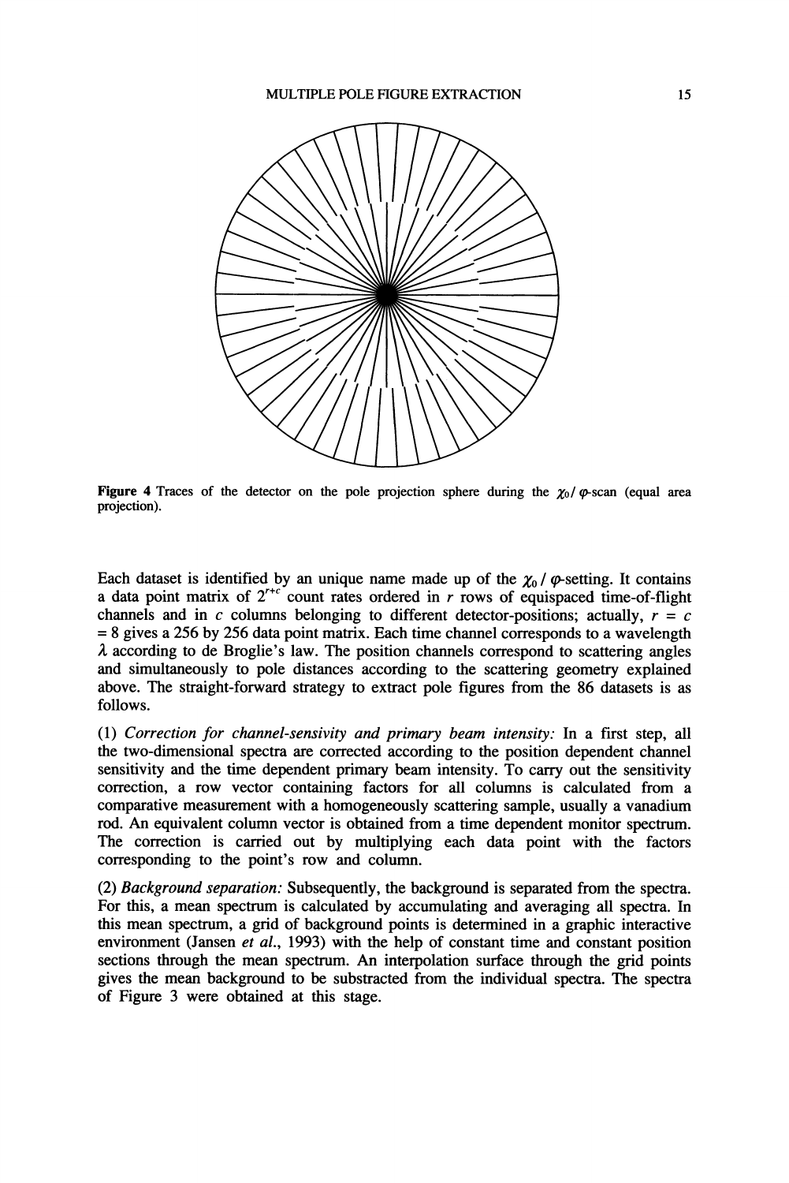Figure 4 Traces of the detector on the pole projection sphere during the $\chi_0 / \varphi$-scan (equal area projection).

Each dataset is identified by an unique name made up of the $\chi_0 / \varphi$-setting. It contains a data point matrix of $2^{r+c}$ count rates ordered in $r$ rows of equispaced time-of-flight channels and in $c$ columns belonging to different detector-positions; actually, $r = c = 8$ gives a 256 by 256 data point matrix. Each time channel corresponds to a wavelength $\lambda$ according to de Broglie's law. The position channels correspond to scattering angles and simultaneously to pole distances according to the scattering geometry explained above. The straight-forward strategy to extract pole figures from the 86 datasets is as follows.

(1) *Correction for channel-sensitivity and primary beam intensity:* In a first step, all the two-dimensional spectra are corrected according to the position dependent channel sensitivity and the time dependent primary beam intensity. To carry out the sensitivity correction, a row vector containing factors for all columns is calculated from a comparative measurement with a homogeneously scattering sample, usually a vanadium rod. An equivalent column vector is obtained from a time dependent monitor spectrum. The correction is carried out by multiplying each data point with the factors corresponding to the point's row and column.

(2) *Background separation:* Subsequently, the background is separated from the spectra. For this, a mean spectrum is calculated by accumulating and averaging all spectra. In this mean spectrum, a grid of background points is determined in a graphic interactive environment (Jansen *et al.*, 1993) with the help of constant time and constant position sections through the mean spectrum. An interpolation surface through the grid points gives the mean background to be substracted from the individual spectra. The spectra of Figure 3 were obtained at this stage.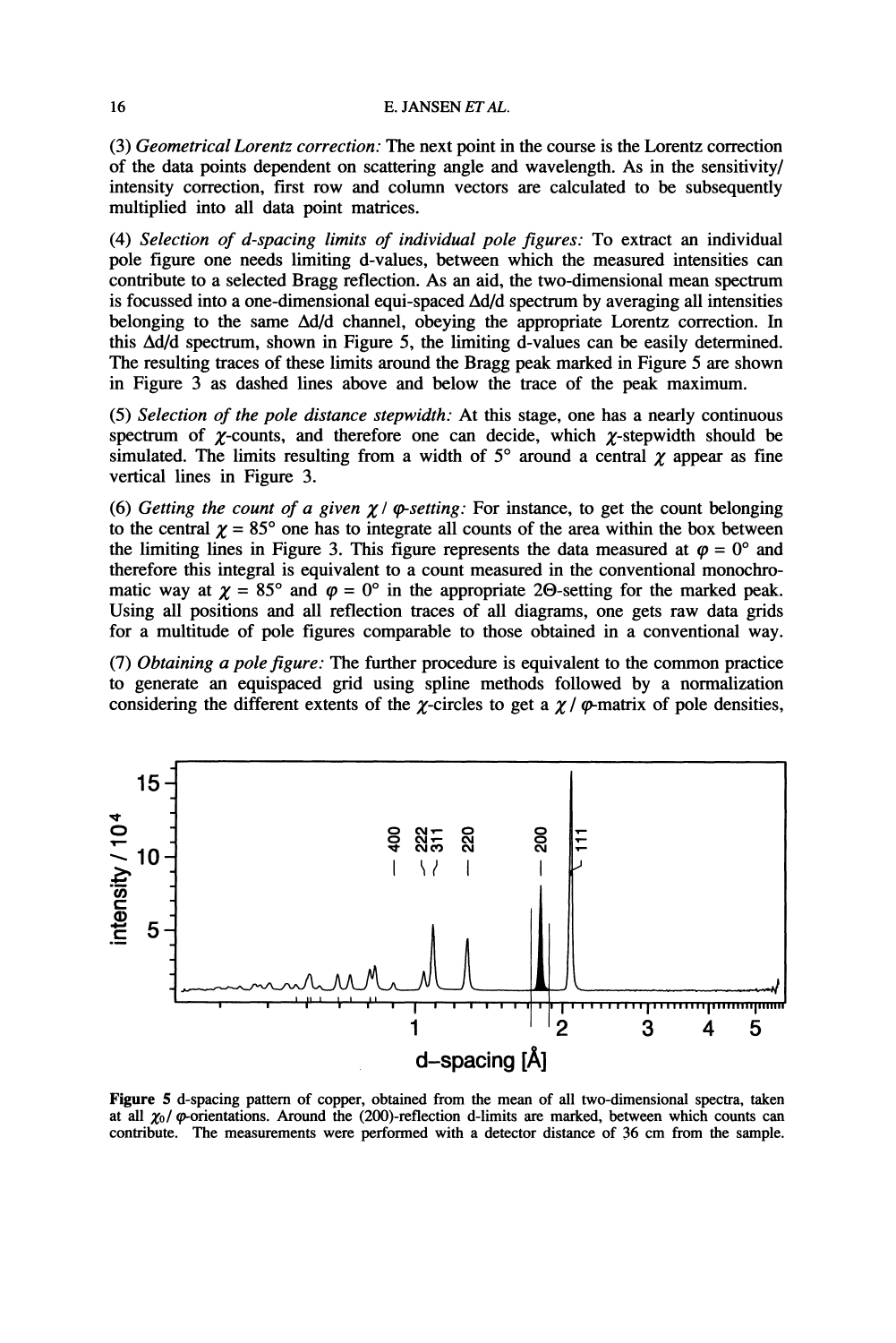(3) *Geometrical Lorentz correction:* The next point in the course is the Lorentz correction of the data points dependent on scattering angle and wavelength. As in the sensitivity/intensity correction, first row and column vectors are calculated to be subsequently multiplied into all data point matrices.

(4) *Selection of d-spacing limits of individual pole figures:* To extract an individual pole figure one needs limiting d-values, between which the measured intensities can contribute to a selected Bragg reflection. As an aid, the two-dimensional mean spectrum is focussed into a one-dimensional equi-spaced $\Delta d/d$ spectrum by averaging all intensities belonging to the same $\Delta d/d$ channel, obeying the appropriate Lorentz correction. In this $\Delta d/d$ spectrum, shown in Figure 5, the limiting d-values can be easily determined. The resulting traces of these limits around the Bragg peak marked in Figure 5 are shown in Figure 3 as dashed lines above and below the trace of the peak maximum.

(5) *Selection of the pole distance stepwidth:* At this stage, one has a nearly continuous spectrum of $\chi$-counts, and therefore one can decide, which $\chi$-stepwidth should be simulated. The limits resulting from a width of 5° around a central $\chi$ appear as fine vertical lines in Figure 3.

(6) *Getting the count of a given $\chi$ / $\varphi$-setting:* For instance, to get the count belonging to the central $\chi = 85°$ one has to integrate all counts of the area within the box between the limiting lines in Figure 3. This figure represents the data measured at $\varphi = 0°$ and therefore this integral is equivalent to a count measured in the conventional monochromatic way at $\chi = 85°$ and $\varphi = 0°$ in the appropriate $2\Theta$-setting for the marked peak. Using all positions and all reflection traces of all diagrams, one gets raw data grids for a multitude of pole figures comparable to those obtained in a conventional way.

(7) *Obtaining a pole figure:* The further procedure is equivalent to the common practice to generate an equispaced grid using spline methods followed by a normalization considering the different extents of the $\chi$-circles to get a $\chi$ / $\varphi$-matrix of pole densities,

**Figure 5** d-spacing pattern of copper, obtained from the mean of all two-dimensional spectra, taken at all $\chi_0$/ $\varphi$-orientations. Around the (200)-reflection d-limits are marked, between which counts can contribute. The measurements were performed with a detector distance of 36 cm from the sample.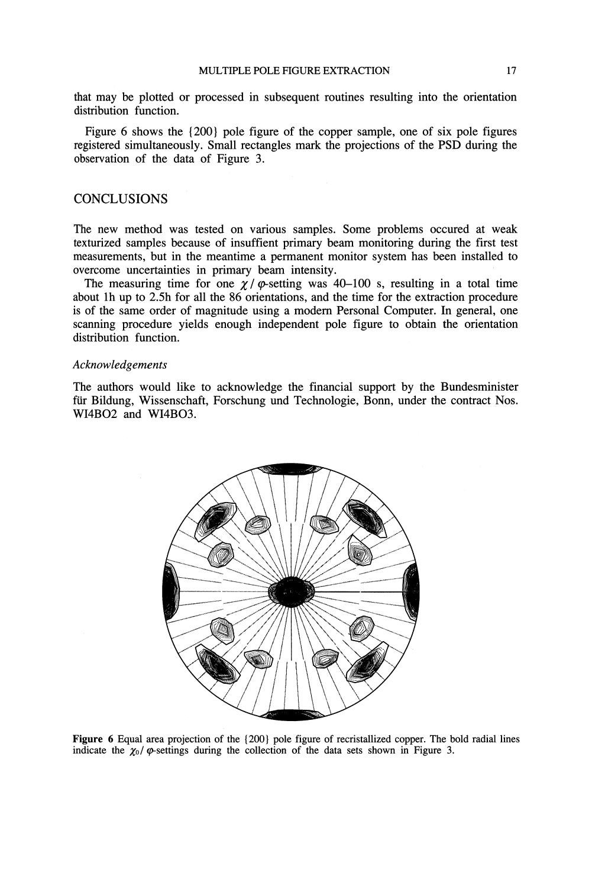that may be plotted or processed in subsequent routines resulting into the orientation distribution function.

Figure 6 shows the {200} pole figure of the copper sample, one of six pole figures registered simultaneously. Small rectangles mark the projections of the PSD during the observation of the data of Figure 3.

## CONCLUSIONS

The new method was tested on various samples. Some problems occured at weak texturized samples because of insuffient primary beam monitoring during the first test measurements, but in the meantime a permanent monitor system has been installed to overcome uncertainties in primary beam intensity.

The measuring time for one $\chi$ / $\varphi$-setting was 40–100 s, resulting in a total time about 1h up to 2.5h for all the 86 orientations, and the time for the extraction procedure is of the same order of magnitude using a modern Personal Computer. In general, one scanning procedure yields enough independent pole figure to obtain the orientation distribution function.

### *Acknowledgements*

The authors would like to acknowledge the financial support by the Bundesminister für Bildung, Wissenschaft, Forschung und Technologie, Bonn, under the contract Nos. WI4BO2 and WI4BO3.

**Figure 6** Equal area projection of the {200} pole figure of recristallized copper. The bold radial lines indicate the $\chi_0$/ $\varphi$-settings during the collection of the data sets shown in Figure 3.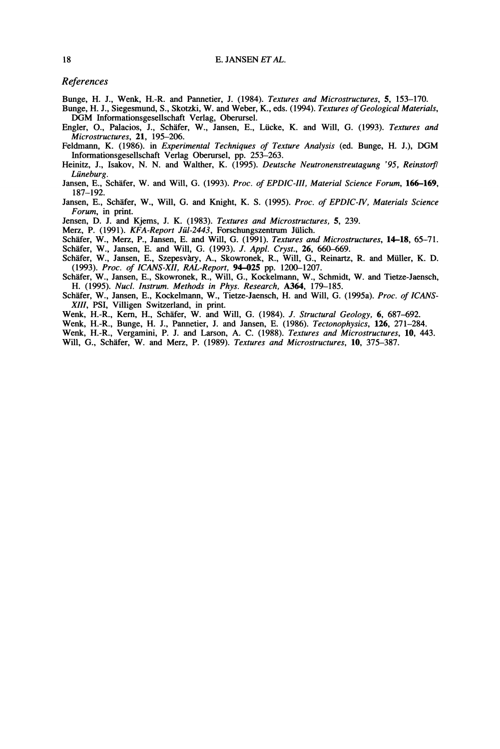## *References*

Bunge, H. J., Wenk, H.-R. and Pannetier, J. (1984). *Textures and Microstructures*, **5**, 153–170.

Bunge, H. J., Siegesmund, S., Skotzki, W. and Weber, K., eds. (1994). *Textures of Geological Materials*, DGM Informationsgesellschaft Verlag, Oberursel.

Engler, O., Palacios, J., Schäfer, W., Jansen, E., Lücke, K. and Will, G. (1993). *Textures and Microstructures*, **21**, 195–206.

Feldmann, K. (1986). in *Experimental Techniques of Texture Analysis* (ed. Bunge, H. J.), DGM Informationsgesellschaft Verlag Oberursel, pp. 253–263.

Heinitz, J., Isakov, N. N. and Walther, K. (1995). *Deutsche Neutronenstreutagung '95, Reinstorf/Lüneburg.*

Jansen, E., Schäfer, W. and Will, G. (1993). *Proc. of EPDIC-III, Material Science Forum*, **166–169**, 187–192.

Jansen, E., Schäfer, W., Will, G. and Knight, K. S. (1995). *Proc. of EPDIC-IV, Materials Science Forum*, in print.

Jensen, D. J. and Kjems, J. K. (1983). *Textures and Microstructures*, **5**, 239.

Merz, P. (1991). *KFA-Report Jül-2443*, Forschungszentrum Jülich.

Schäfer, W., Merz, P., Jansen, E. and Will, G. (1991). *Textures and Microstructures*, **14–18**, 65–71.

Schäfer, W., Jansen, E. and Will, G. (1993). *J. Appl. Cryst.*, **26**, 660–669.

Schäfer, W., Jansen, E., Szepesvàry, A., Skowronek, R., Will, G., Reinartz, R. and Müller, K. D. (1993). *Proc. of ICANS-XII, RAL-Report,* **94–025** pp. 1200–1207.

Schäfer, W., Jansen, E., Skowronek, R., Will, G., Kockelmann, W., Schmidt, W. and Tietze-Jaensch, H. (1995). *Nucl. Instrum. Methods in Phys. Research,* **A364**, 179–185.

Schäfer, W., Jansen, E., Kockelmann, W., Tietze-Jaensch, H. and Will, G. (1995a). *Proc. of ICANS-XIII*, PSI, Villigen Switzerland, in print.

Wenk, H.-R., Kern, H., Schäfer, W. and Will, G. (1984). *J. Structural Geology,* **6**, 687–692.

Wenk, H.-R., Bunge, H. J., Pannetier, J. and Jansen, E. (1986). *Tectonophysics*, **126**, 271–284.

Wenk, H.-R., Vergamini, P. J. and Larson, A. C. (1988). *Textures and Microstructures*, **10**, 443.

Will, G., Schäfer, W. and Merz, P. (1989). *Textures and Microstructures*, **10**, 375–387.